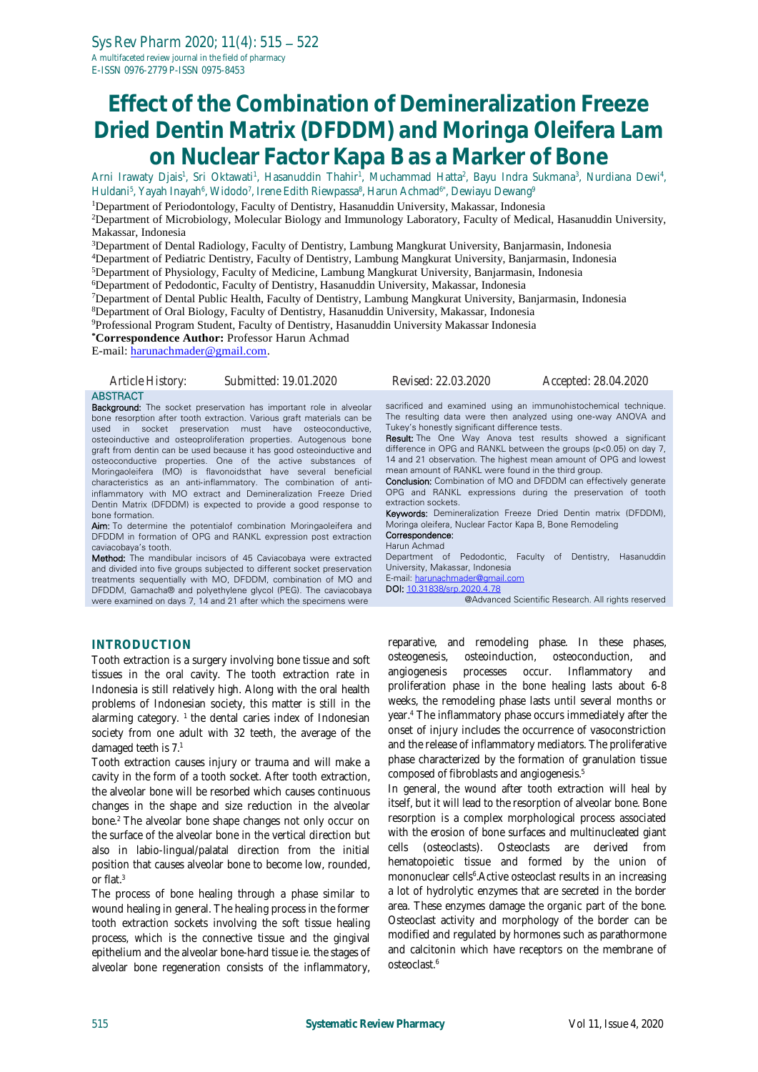# Effect of the Combination of Demineralization Freeze Dried Dentin Matrix (DFDDM) and Moringa Oleifera Lam on Nuclear Factor Kapa B as a Marker of Bone

Arni Irawaty Djais[1], Sri Oktawati[1], Hasanuddin Thahir[1], Muchammad Hatta[2], Bayu Indra Sukmana[3], Nurdiana Dewi[4], Huldani[5], Yayah Inayah[6], Widodo[7], Irene Edith Riewpassa[8], Harun Achmad[6]*, Dewiayu Dewang[9]

[1]Department of Periodontology, Faculty of Dentistry, Hasanuddin University, Makassar, Indonesia
[2]Department of Microbiology, Molecular Biology and Immunology Laboratory, Faculty of Medical, Hasanuddin University, Makassar, Indonesia
[3]Department of Dental Radiology, Faculty of Dentistry, Lambung Mangkurat University, Banjarmasin, Indonesia
[4]Department of Pediatric Dentistry, Faculty of Dentistry, Lambung Mangkurat University, Banjarmasin, Indonesia
[5]Department of Physiology, Faculty of Medicine, Lambung Mangkurat University, Banjarmasin, Indonesia
[6]Department of Pedodontic, Faculty of Dentistry, Hasanuddin University, Makassar, Indonesia
[7]Department of Dental Public Health, Faculty of Dentistry, Lambung Mangkurat University, Banjarmasin, Indonesia
[8]Department of Oral Biology, Faculty of Dentistry, Hasanuddin University, Makassar, Indonesia
[9]Professional Program Student, Faculty of Dentistry, Hasanuddin University Makassar Indonesia
***Correspondence Author:** Professor Harun Achmad
E-mail: harunachmader@gmail.com.

*Article History:* Submitted: 19.01.2020 Revised: 22.03.2020 Accepted: 28.04.2020

## ABSTRACT

**Background:** The socket preservation has important role in alveolar bone resorption after tooth extraction. Various graft materials can be used in socket preservation must have osteoconductive, osteoinductive and osteoproliferation properties. Autogenous bone graft from dentin can be used because it has good osteoinductive and osteoconductive properties. One of the active substances of Moringaoleifera (MO) is flavonoidsthat have several beneficial characteristics as an anti-inflammatory. The combination of anti-inflammatory with MO extract and Demineralization Freeze Dried Dentin Matrix (DFDDM) is expected to provide a good response to bone formation.

**Aim:** To determine the potentialof combination Moringaoleifera and DFDDM in formation of OPG and RANKL expression post extraction caviacobaya's tooth.

**Method:** The mandibular incisors of 45 Caviacobaya were extracted and divided into five groups subjected to different socket preservation treatments sequentially with MO, DFDDM, combination of MO and DFDDM, Gamacha® and polyethylene glycol (PEG). The caviacobaya were examined on days 7, 14 and 21 after which the specimens were sacrificed and examined using an immunohistochemical technique. The resulting data were then analyzed using one-way ANOVA and Tukey's honestly significant difference tests.

**Result:** The One Way Anova test results showed a significant difference in OPG and RANKL between the groups ($p<0.05$) on day 7, 14 and 21 observation. The highest mean amount of OPG and lowest mean amount of RANKL were found in the third group.

**Conclusion:** Combination of MO and DFDDM can effectively generate OPG and RANKL expressions during the preservation of tooth extraction sockets.

**Keywords:** Demineralization Freeze Dried Dentin matrix (DFDDM), Moringa oleifera, Nuclear Factor Kapa B, Bone Remodeling

**Correspondence:**
Harun Achmad
Department of Pedodontic, Faculty of Dentistry, Hasanuddin University, Makassar, Indonesia
E-mail: harunachmader@gmail.com
**DOI:** 10.31838/srp.2020.4.78

@Advanced Scientific Research. All rights reserved

## INTRODUCTION

Tooth extraction is a surgery involving bone tissue and soft tissues in the oral cavity. The tooth extraction rate in Indonesia is still relatively high. Along with the oral health problems of Indonesian society, this matter is still in the alarming category. [1] the dental caries index of Indonesian society from one adult with 32 teeth, the average of the damaged teeth is 7.[1]

Tooth extraction causes injury or trauma and will make a cavity in the form of a tooth socket. After tooth extraction, the alveolar bone will be resorbed which causes continuous changes in the shape and size reduction in the alveolar bone.[2] The alveolar bone shape changes not only occur on the surface of the alveolar bone in the vertical direction but also in labio-lingual/palatal direction from the initial position that causes alveolar bone to become low, rounded, or flat.[3]

The process of bone healing through a phase similar to wound healing in general. The healing process in the former tooth extraction sockets involving the soft tissue healing process, which is the connective tissue and the gingival epithelium and the alveolar bone-hard tissue ie. the stages of alveolar bone regeneration consists of the inflammatory, reparative, and remodeling phase. In these phases, osteogenesis, osteoinduction, osteoconduction, and angiogenesis processes occur. Inflammatory and proliferation phase in the bone healing lasts about 6-8 weeks, the remodeling phase lasts until several months or year.[4] The inflammatory phase occurs immediately after the onset of injury includes the occurrence of vasoconstriction and the release of inflammatory mediators. The proliferative phase characterized by the formation of granulation tissue composed of fibroblasts and angiogenesis.[5]

In general, the wound after tooth extraction will heal by itself, but it will lead to the resorption of alveolar bone. Bone resorption is a complex morphological process associated with the erosion of bone surfaces and multinucleated giant cells (osteoclasts). Osteoclasts are derived from hematopoietic tissue and formed by the union of mononuclear cells[6].Active osteoclast results in an increasing a lot of hydrolytic enzymes that are secreted in the border area. These enzymes damage the organic part of the bone. Osteoclast activity and morphology of the border can be modified and regulated by hormones such as parathormone and calcitonin which have receptors on the membrane of osteoclast.[6]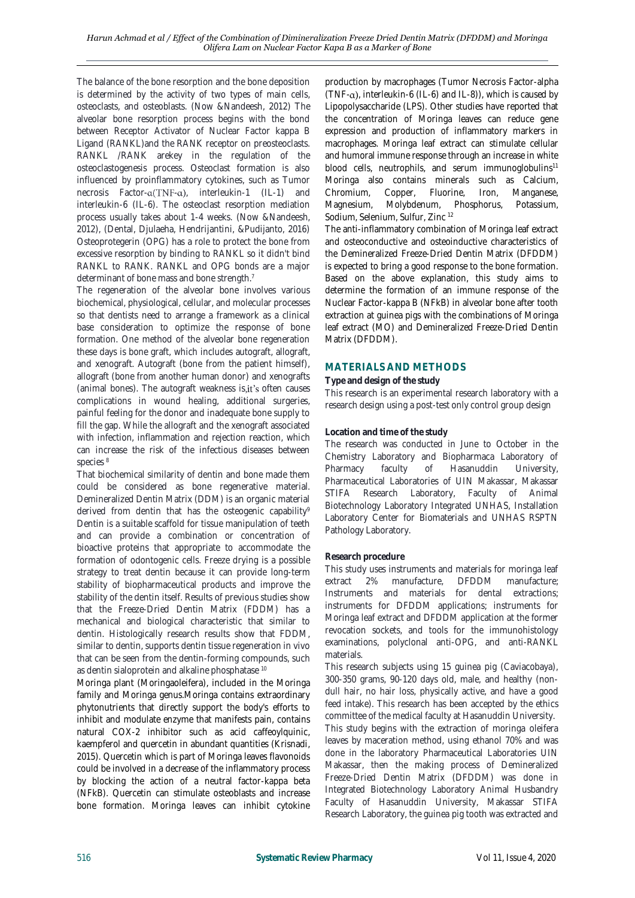The balance of the bone resorption and the bone deposition is determined by the activity of two types of main cells, osteoclasts, and osteoblasts. (Now &Nandeesh, 2012) The alveolar bone resorption process begins with the bond between Receptor Activator of Nuclear Factor kappa B Ligand (RANKL)and the RANK receptor on preosteoclasts. RANKL /RANK arekey in the regulation of the osteoclastogenesis process. Osteoclast formation is also influenced by proinflammatory cytokines, such as Tumor necrosis Factor-$\alpha$(TNF-$\alpha$), interleukin-1 (IL-1) and interleukin-6 (IL-6). The osteoclast resorption mediation process usually takes about 1-4 weeks. (Now &Nandeesh, 2012), (Dental, Djulaeha, Hendrijantini, &Pudijanto, 2016) Osteoprotegerin (OPG) has a role to protect the bone from excessive resorption by binding to RANKL so it didn't bind RANKL to RANK. RANKL and OPG bonds are a major determinant of bone mass and bone strength.[7]

The regeneration of the alveolar bone involves various biochemical, physiological, cellular, and molecular processes so that dentists need to arrange a framework as a clinical base consideration to optimize the response of bone formation. One method of the alveolar bone regeneration these days is bone graft, which includes autograft, allograft, and xenograft. Autograft (bone from the patient himself), allograft (bone from another human donor) and xenografts (animal bones). The autograft weakness is,it's often causes complications in wound healing, additional surgeries, painful feeling for the donor and inadequate bone supply to fill the gap. While the allograft and the xenograft associated with infection, inflammation and rejection reaction, which can increase the risk of the infectious diseases between species [8]

That biochemical similarity of dentin and bone made them could be considered as bone regenerative material. Demineralized Dentin Matrix (DDM) is an organic material derived from dentin that has the osteogenic capability[9] Dentin is a suitable scaffold for tissue manipulation of teeth and can provide a combination or concentration of bioactive proteins that appropriate to accommodate the formation of odontogenic cells. Freeze drying is a possible strategy to treat dentin because it can provide long-term stability of biopharmaceutical products and improve the stability of the dentin itself. Results of previous studies show that the Freeze-Dried Dentin Matrix (FDDM) has a mechanical and biological characteristic that similar to dentin. Histologically research results show that FDDM, similar to dentin, supports dentin tissue regeneration in vivo that can be seen from the dentin-forming compounds, such as dentin sialoprotein and alkaline phosphatase [10]

Moringa plant (Moringaoleifera), included in the Moringa family and Moringa genus.Moringa contains extraordinary phytonutrients that directly support the body's efforts to inhibit and modulate enzyme that manifests pain, contains natural COX-2 inhibitor such as acid caffeoylquinic, kaempferol and quercetin in abundant quantities (Krisnadi, 2015). Quercetin which is part of Moringa leaves flavonoids could be involved in a decrease of the inflammatory process by blocking the action of a neutral factor-kappa beta (NFkB). Quercetin can stimulate osteoblasts and increase bone formation. Moringa leaves can inhibit cytokine production by macrophages (Tumor Necrosis Factor-alpha (TNF-$\alpha$), interleukin-6 (IL-6) and IL-8)), which is caused by Lipopolysaccharide (LPS). Other studies have reported that the concentration of Moringa leaves can reduce gene expression and production of inflammatory markers in macrophages. Moringa leaf extract can stimulate cellular and humoral immune response through an increase in white blood cells, neutrophils, and serum immunoglobulins[11] Moringa also contains minerals such as Calcium, Chromium, Copper, Fluorine, Iron, Manganese, Magnesium, Molybdenum, Phosphorus, Potassium, Sodium, Selenium, Sulfur, Zinc [12]

The anti-inflammatory combination of Moringa leaf extract and osteoconductive and osteoinductive characteristics of the Demineralized Freeze-Dried Dentin Matrix (DFDDM) is expected to bring a good response to the bone formation. Based on the above explanation, this study aims to determine the formation of an immune response of the Nuclear Factor-kappa B (NFkB) in alveolar bone after tooth extraction at guinea pigs with the combinations of Moringa leaf extract (MO) and Demineralized Freeze-Dried Dentin Matrix (DFDDM).

## MATERIALS AND METHODS

**Type and design of the study**

This research is an experimental research laboratory with a research design using a post-test only control group design

**Location and time of the study**

The research was conducted in June to October in the Chemistry Laboratory and Biopharmaca Laboratory of Pharmacy faculty of Hasanuddin University, Pharmaceutical Laboratories of UIN Makassar, Makassar STIFA Research Laboratory, Faculty of Animal Biotechnology Laboratory Integrated UNHAS, Installation Laboratory Center for Biomaterials and UNHAS RSPTN Pathology Laboratory.

**Research procedure**

This study uses instruments and materials for moringa leaf extract 2% manufacture, DFDDM manufacture; Instruments and materials for dental extractions; instruments for DFDDM applications; instruments for Moringa leaf extract and DFDDM application at the former revocation sockets, and tools for the immunohistology examinations, polyclonal anti-OPG, and anti-RANKL materials.

This research subjects using 15 guinea pig (Caviacobaya), 300-350 grams, 90-120 days old, male, and healthy (non-dull hair, no hair loss, physically active, and have a good feed intake). This research has been accepted by the ethics committee of the medical faculty at Hasanuddin University.

This study begins with the extraction of moringa oleifera leaves by maceration method, using ethanol 70% and was done in the laboratory Pharmaceutical Laboratories UIN Makassar, then the making process of Demineralized Freeze-Dried Dentin Matrix (DFDDM) was done in Integrated Biotechnology Laboratory Animal Husbandry Faculty of Hasanuddin University, Makassar STIFA Research Laboratory, the guinea pig tooth was extracted and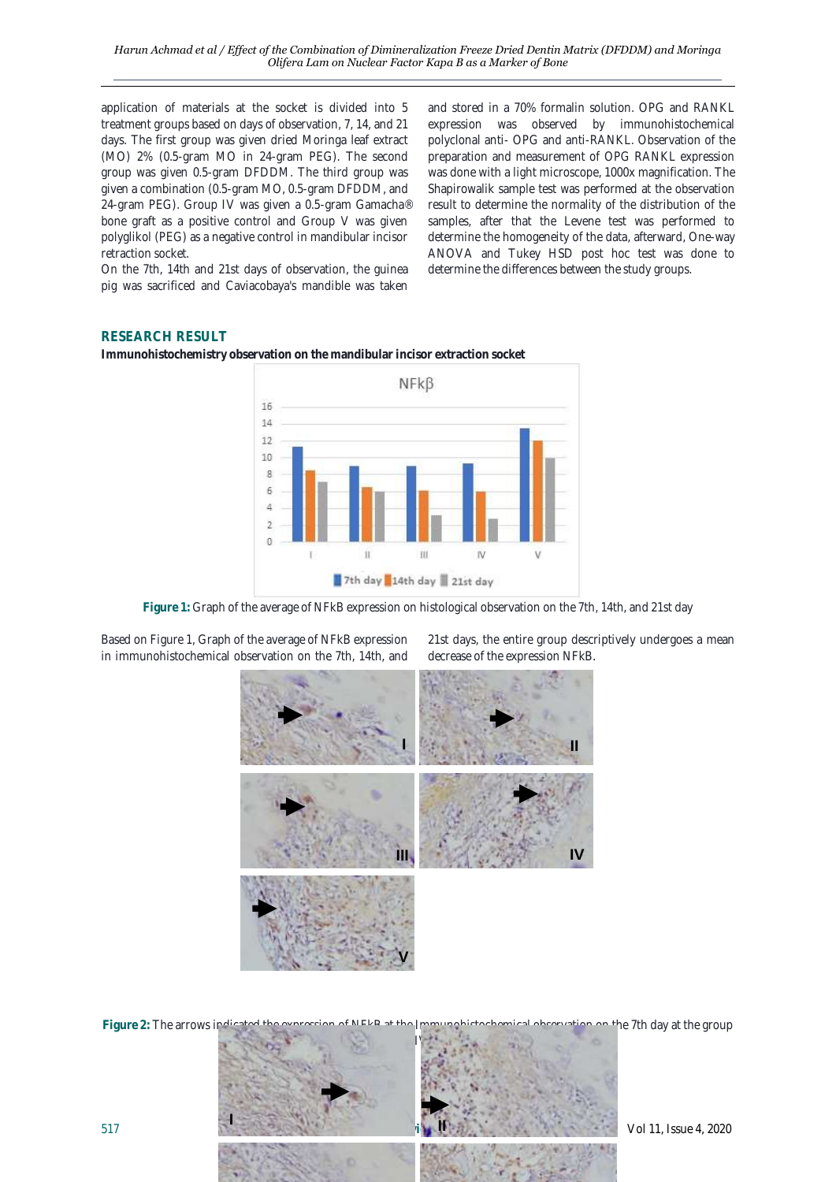application of materials at the socket is divided into 5 treatment groups based on days of observation, 7, 14, and 21 days. The first group was given dried Moringa leaf extract (MO) 2% (0.5-gram MO in 24-gram PEG). The second group was given 0.5-gram DFDDM. The third group was given a combination (0.5-gram MO, 0.5-gram DFDDM, and 24-gram PEG). Group IV was given a 0.5-gram Gamacha® bone graft as a positive control and Group V was given polyglikol (PEG) as a negative control in mandibular incisor retraction socket.

On the 7th, 14th and 21st days of observation, the guinea pig was sacrificed and Caviacobaya's mandible was taken and stored in a 70% formalin solution. OPG and RANKL expression was observed by immunohistochemical polyclonal anti- OPG and anti-RANKL. Observation of the preparation and measurement of OPG RANKL expression was done with a light microscope, 1000x magnification. The Shapirowalik sample test was performed at the observation result to determine the normality of the distribution of the samples, after that the Levene test was performed to determine the homogeneity of the data, afterward, One-way ANOVA and Tukey HSD post hoc test was done to determine the differences between the study groups.

## RESEARCH RESULT

**Immunohistochemistry observation on the mandibular incisor extraction socket**

**Figure 1:** Graph of the average of NFkB expression on histological observation on the 7th, 14th, and 21st day

Based on Figure 1, Graph of the average of NFkB expression in immunohistochemical observation on the 7th, 14th, and 21st days, the entire group descriptively undergoes a mean decrease of the expression NFkB.

**Figure 2:** The arrows indicated the expression of NFkB at the immunohistochemical observation on the 7th day at the group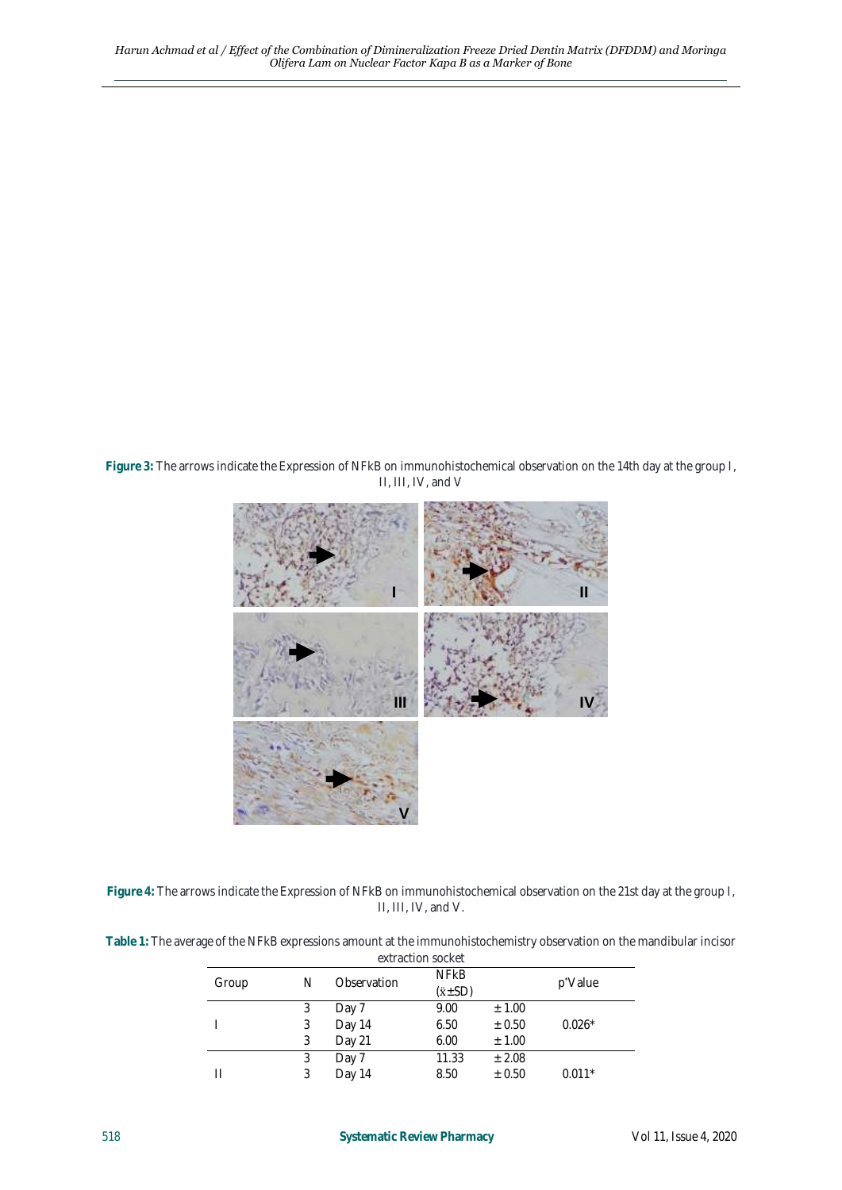**Figure 3:** The arrows indicate the Expression of NFkB on immunohistochemical observation on the 14th day at the group I, II, III, IV, and V

**Figure 4:** The arrows indicate the Expression of NFkB on immunohistochemical observation on the 21st day at the group I, II, III, IV, and V.

**Table 1:** The average of the NFkB expressions amount at the immunohistochemistry observation on the mandibular incisor extraction socket

| Group | N | Observation | NFkB (x̄±SD) | | p'Value |
|---|---|---|---|---|---|
| I | 3 | Day 7 | 9.00 | ± 1.00 | 0.026* |
| | 3 | Day 14 | 6.50 | ± 0.50 | |
| | 3 | Day 21 | 6.00 | ± 1.00 | |
| II | 3 | Day 7 | 11.33 | ± 2.08 | 0.011* |
| | 3 | Day 14 | 8.50 | ± 0.50 | |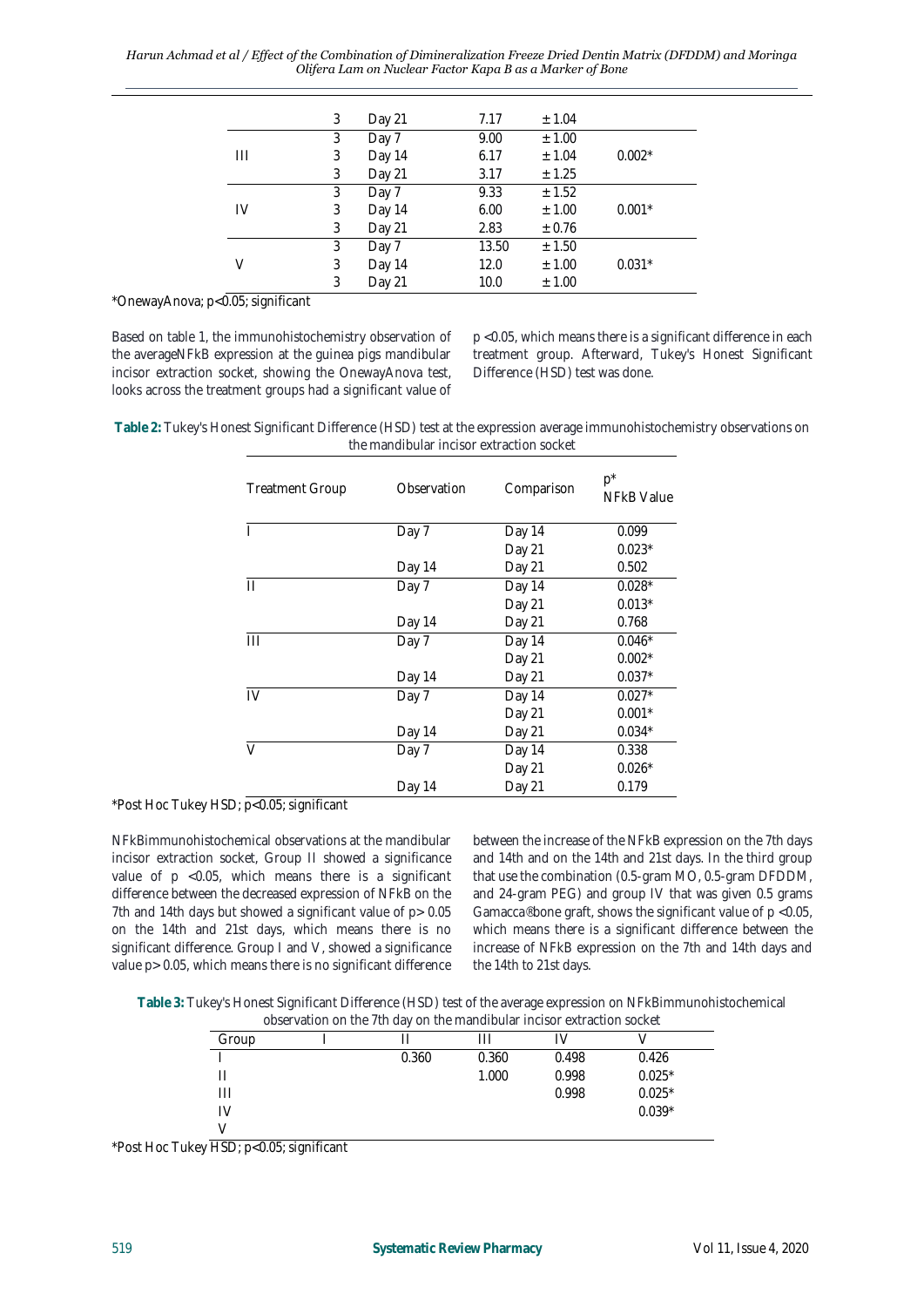| | 3 | Day 21 | 7.17 | ± 1.04 | |
|---|---|---|---|---|---|
| III | 3 | Day 7 | 9.00 | ± 1.00 | 0.002* |
| | 3 | Day 14 | 6.17 | ± 1.04 | |
| | 3 | Day 21 | 3.17 | ± 1.25 | |
| IV | 3 | Day 7 | 9.33 | ± 1.52 | 0.001* |
| | 3 | Day 14 | 6.00 | ± 1.00 | |
| | 3 | Day 21 | 2.83 | ± 0.76 | |
| V | 3 | Day 7 | 13.50 | ± 1.50 | 0.031* |
| | 3 | Day 14 | 12.0 | ± 1.00 | |
| | 3 | Day 21 | 10.0 | ± 1.00 | |

*OnewayAnova; $p<0.05$; significant

Based on table 1, the immunohistochemistry observation of the averageNFkB expression at the guinea pigs mandibular incisor extraction socket, showing the OnewayAnova test, looks across the treatment groups had a significant value of $p < 0.05$, which means there is a significant difference in each treatment group. Afterward, Tukey's Honest Significant Difference (HSD) test was done.

**Table 2:** Tukey's Honest Significant Difference (HSD) test at the expression average immunohistochemistry observations on the mandibular incisor extraction socket

| Treatment Group | Observation | Comparison | p* NFkB Value |
|---|---|---|---|
| I | Day 7 | Day 14 | 0.099 |
| | | Day 21 | 0.023* |
| | Day 14 | Day 21 | 0.502 |
| II | Day 7 | Day 14 | 0.028* |
| | | Day 21 | 0.013* |
| | Day 14 | Day 21 | 0.768 |
| III | Day 7 | Day 14 | 0.046* |
| | | Day 21 | 0.002* |
| | Day 14 | Day 21 | 0.037* |
| IV | Day 7 | Day 14 | 0.027* |
| | | Day 21 | 0.001* |
| | Day 14 | Day 21 | 0.034* |
| V | Day 7 | Day 14 | 0.338 |
| | | Day 21 | 0.026* |
| | Day 14 | Day 21 | 0.179 |

*Post Hoc Tukey HSD; $p<0.05$; significant

NFkBimmunohistochemical observations at the mandibular incisor extraction socket, Group II showed a significance value of $p < 0.05$, which means there is a significant difference between the decreased expression of NFkB on the 7th and 14th days but showed a significant value of $p > 0.05$ on the 14th and 21st days, which means there is no significant difference. Group I and V, showed a significance value $p > 0.05$, which means there is no significant difference between the increase of the NFkB expression on the 7th days and 14th and on the 14th and 21st days. In the third group that use the combination (0.5-gram MO, 0.5-gram DFDDM, and 24-gram PEG) and group IV that was given 0.5 grams Gamacca®bone graft, shows the significant value of $p < 0.05$, which means there is a significant difference between the increase of NFkB expression on the 7th and 14th days and the 14th to 21st days.

**Table 3:** Tukey's Honest Significant Difference (HSD) test of the average expression on NFkBimmunohistochemical observation on the 7th day on the mandibular incisor extraction socket

| Group | I | II | III | IV | V |
|---|---|---|---|---|---|
| I | | 0.360 | 0.360 | 0.498 | 0.426 |
| II | | | 1.000 | 0.998 | 0.025* |
| III | | | | 0.998 | 0.025* |
| IV | | | | | 0.039* |
| V | | | | | |

*Post Hoc Tukey HSD; $p<0.05$; significant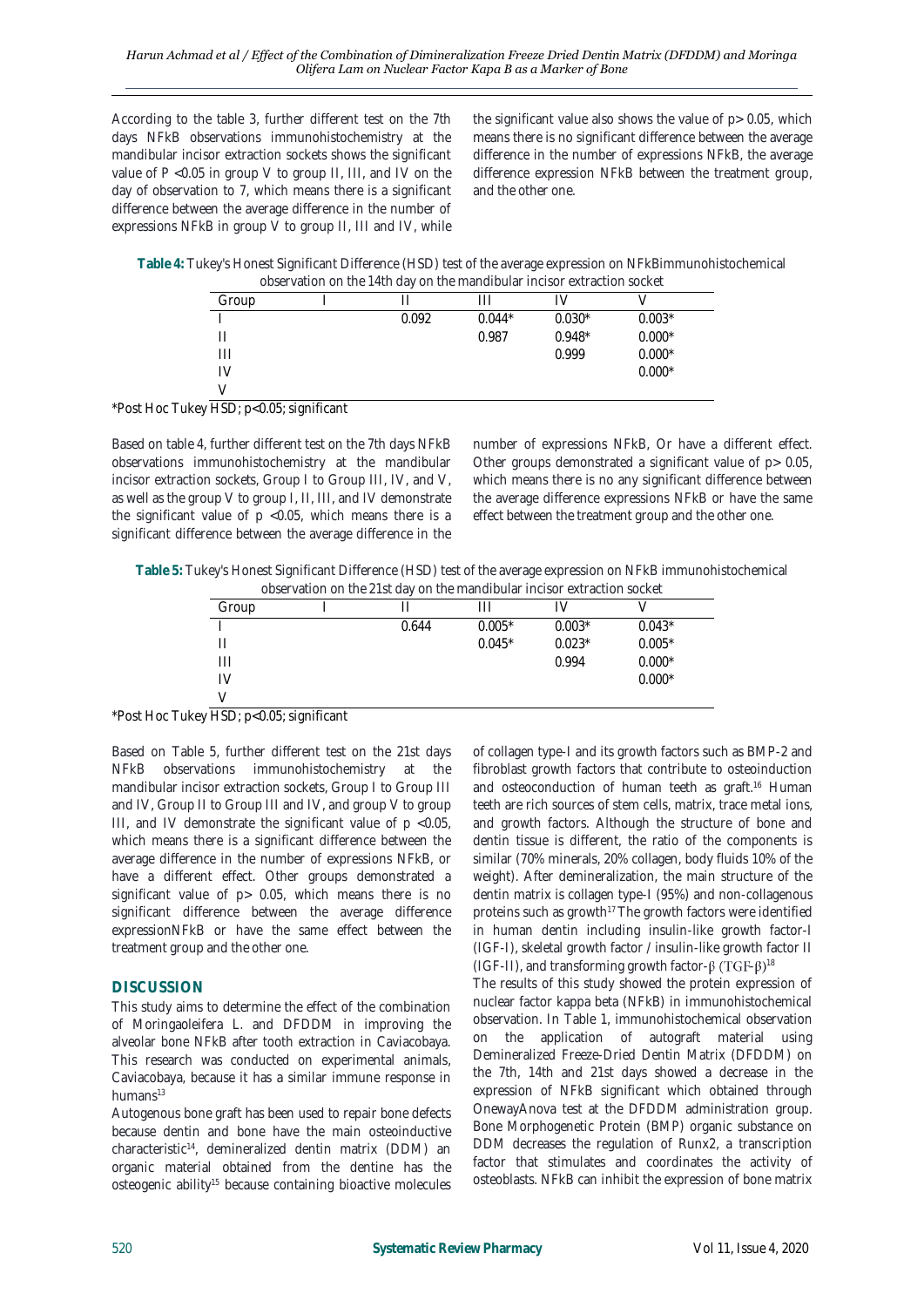According to the table 3, further different test on the 7th days NFkB observations immunohistochemistry at the mandibular incisor extraction sockets shows the significant value of P <0.05 in group V to group II, III, and IV on the day of observation to 7, which means there is a significant difference between the average difference in the number of expressions NFkB in group V to group II, III and IV, while the significant value also shows the value of p> 0.05, which means there is no significant difference between the average difference in the number of expressions NFkB, the average difference expression NFkB between the treatment group, and the other one.

**Table 4:** Tukey's Honest Significant Difference (HSD) test of the average expression on NFkBimmunohistochemical observation on the 14th day on the mandibular incisor extraction socket

| Group | I | II | III | IV | V |
|---|---|---|---|---|---|
| I | | 0.092 | 0.044* | 0.030* | 0.003* |
| II | | | 0.987 | 0.948* | 0.000* |
| III | | | | 0.999 | 0.000* |
| IV | | | | | 0.000* |
| V | | | | | |

*Post Hoc Tukey HSD; p<0.05; significant

Based on table 4, further different test on the 7th days NFkB observations immunohistochemistry at the mandibular incisor extraction sockets, Group I to Group III, IV, and V, as well as the group V to group I, II, III, and IV demonstrate the significant value of p <0.05, which means there is a significant difference between the average difference in the number of expressions NFkB, Or have a different effect. Other groups demonstrated a significant value of p> 0.05, which means there is no any significant difference between the average difference expressions NFkB or have the same effect between the treatment group and the other one.

**Table 5:** Tukey's Honest Significant Difference (HSD) test of the average expression on NFkB immunohistochemical observation on the 21st day on the mandibular incisor extraction socket

| Group | I | II | III | IV | V |
|---|---|---|---|---|---|
| I | | 0.644 | 0.005* | 0.003* | 0.043* |
| II | | | 0.045* | 0.023* | 0.005* |
| III | | | | 0.994 | 0.000* |
| IV | | | | | 0.000* |
| V | | | | | |

*Post Hoc Tukey HSD; p<0.05; significant

Based on Table 5, further different test on the 21st days NFkB observations immunohistochemistry at the mandibular incisor extraction sockets, Group I to Group III and IV, Group II to Group III and IV, and group V to group III, and IV demonstrate the significant value of p <0.05, which means there is a significant difference between the average difference in the number of expressions NFkB, or have a different effect. Other groups demonstrated a significant value of p> 0.05, which means there is no significant difference between the average difference expressionNFkB or have the same effect between the treatment group and the other one.

## DISCUSSION

This study aims to determine the effect of the combination of Moringaoleifera L. and DFDDM in improving the alveolar bone NFkB after tooth extraction in Caviacobaya. This research was conducted on experimental animals, Caviacobaya, because it has a similar immune response in humans[13]

Autogenous bone graft has been used to repair bone defects because dentin and bone have the main osteoinductive characteristic[14], demineralized dentin matrix (DDM) an organic material obtained from the dentine has the osteogenic ability[15] because containing bioactive molecules of collagen type-I and its growth factors such as BMP-2 and fibroblast growth factors that contribute to osteoinduction and osteoconduction of human teeth as graft.[16] Human teeth are rich sources of stem cells, matrix, trace metal ions, and growth factors. Although the structure of bone and dentin tissue is different, the ratio of the components is similar (70% minerals, 20% collagen, body fluids 10% of the weight). After demineralization, the main structure of the dentin matrix is collagen type-I (95%) and non-collagenous proteins such as growth[17] The growth factors were identified in human dentin including insulin-like growth factor-I (IGF-I), skeletal growth factor / insulin-like growth factor II (IGF-II), and transforming growth factor-β (TGF-β)[18]

The results of this study showed the protein expression of nuclear factor kappa beta (NFkB) in immunohistochemical observation. In Table 1, immunohistochemical observation on the application of autograft material using Demineralized Freeze-Dried Dentin Matrix (DFDDM) on the 7th, 14th and 21st days showed a decrease in the expression of NFkB significant which obtained through OnewayAnova test at the DFDDM administration group. Bone Morphogenetic Protein (BMP) organic substance on DDM decreases the regulation of Runx2, a transcription factor that stimulates and coordinates the activity of osteoblasts. NFkB can inhibit the expression of bone matrix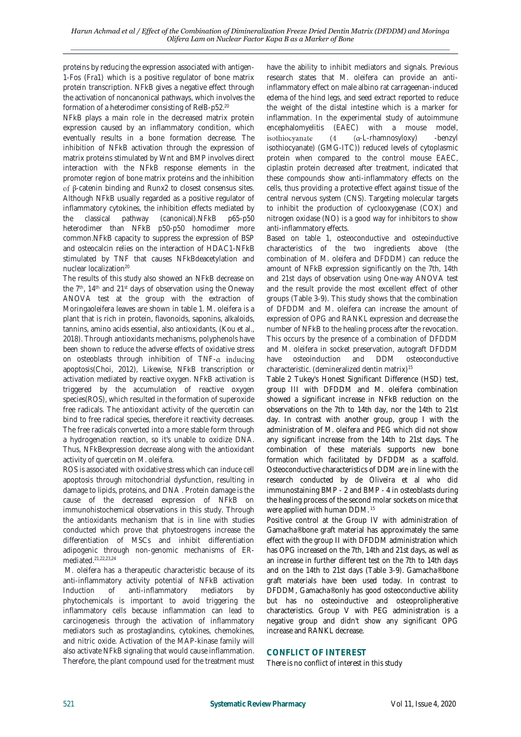proteins by reducing the expression associated with antigen-1-Fos (Fra1) which is a positive regulator of bone matrix protein transcription. NFkB gives a negative effect through the activation of noncanonical pathways, which involves the formation of a heterodimer consisting of RelB-p52.[20]

NFkB plays a main role in the decreased matrix protein expression caused by an inflammatory condition, which eventually results in a bone formation decrease. The inhibition of NFkB activation through the expression of matrix proteins stimulated by Wnt and BMP involves direct interaction with the NFkB response elements in the promoter region of bone matrix proteins and the inhibition of β-catenin binding and Runx2 to closest consensus sites. Although NFkB usually regarded as a positive regulator of inflammatory cytokines, the inhibition effects mediated by the classical pathway (canonical).NFkB p65-p50 heterodimer than NFkB p50-p50 homodimer more common.NFkB capacity to suppress the expression of BSP and osteocalcin relies on the interaction of HDAC1-NFkB stimulated by TNF that causes NFkBdeacetylation and nuclear localization[20]

The results of this study also showed an NFkB decrease on the 7th, 14th and 21st days of observation using the Oneway ANOVA test at the group with the extraction of Moringaoleifera leaves are shown in table 1. M. oleifera is a plant that is rich in protein, flavonoids, saponins, alkaloids, tannins, amino acids essential, also antioxidants, (Kou et al., 2018). Through antioxidants mechanisms, polyphenols have been shown to reduce the adverse effects of oxidative stress on osteoblasts through inhibition of TNF-α inducing apoptosis(Choi, 2012), Likewise, NFkB transcription or activation mediated by reactive oxygen. NFkB activation is triggered by the accumulation of reactive oxygen species(ROS), which resulted in the formation of superoxide free radicals. The antioxidant activity of the quercetin can bind to free radical species, therefore it reactivity decreases. The free radicals converted into a more stable form through a hydrogenation reaction, so it's unable to oxidize DNA. Thus, NFkBexpression decrease along with the antioxidant activity of quercetin on M. oleifera.

ROS is associated with oxidative stress which can induce cell apoptosis through mitochondrial dysfunction, resulting in damage to lipids, proteins, and DNA . Protein damage is the cause of the decreased expression of NFkB on immunohistochemical observations in this study. Through the antioxidants mechanism that is in line with studies conducted which prove that phytoestrogens increase the differentiation of MSCs and inhibit differentiation adipogenic through non-genomic mechanisms of ER-mediated.[21,22,23,24]

M. oleifera has a therapeutic characteristic because of its anti-inflammatory activity potential of NFkB activation Induction of anti-inflammatory mediators by phytochemicals is important to avoid triggering the inflammatory cells because inflammation can lead to carcinogenesis through the activation of inflammatory mediators such as prostaglandins, cytokines, chemokines, and nitric oxide. Activation of the MAP-kinase family will also activate NFkB signaling that would cause inflammation. Therefore, the plant compound used for the treatment must have the ability to inhibit mediators and signals. Previous research states that M. oleifera can provide an anti-inflammatory effect on male albino rat carrageenan-induced edema of the hind legs, and seed extract reported to reduce the weight of the distal intestine which is a marker for inflammation. In the experimental study of autoimmune encephalomyelitis (EAEC) with a mouse model, isothiocyanate (4 (α-L-rhamnosyloxy) -benzyl isothiocyanate) (GMG-ITC)) reduced levels of cytoplasmic protein when compared to the control mouse EAEC, ciplastin protein decreased after treatment, indicated that these compounds show anti-inflammatory effects on the cells, thus providing a protective effect against tissue of the central nervous system (CNS). Targeting molecular targets to inhibit the production of cyclooxygenase (COX) and nitrogen oxidase (NO) is a good way for inhibitors to show anti-inflammatory effects.

Based on table 1, osteoconductive and osteoinductive characteristics of the two ingredients above (the combination of M. oleifera and DFDDM) can reduce the amount of NFkB expression significantly on the 7th, 14th and 21st days of observation using One-way ANOVA test and the result provide the most excellent effect of other groups (Table 3-9). This study shows that the combination of DFDDM and M. oleifera can increase the amount of expression of OPG and RANKL expression and decrease the number of NFkB to the healing process after the revocation. This occurs by the presence of a combination of DFDDM and M. oleifera in socket preservation, autograft DFDDM have osteoinduction and DDM osteoconductive characteristic. (demineralized dentin matrix)[15]

Table 2 Tukey's Honest Significant Difference (HSD) test, group III with DFDDM and M. oleifera combination showed a significant increase in NFkB reduction on the observations on the 7th to 14th day, nor the 14th to 21st day. In contrast with another group, group I with the administration of M. oleifera and PEG which did not show any significant increase from the 14th to 21st days. The combination of these materials supports new bone formation which facilitated by DFDDM as a scaffold. Osteoconductive characteristics of DDM are in line with the research conducted by de Oliveira et al who did immunostaining BMP - 2 and BMP - 4 in osteoblasts during the healing process of the second molar sockets on mice that were applied with human DDM.[15]

Positive control at the Group IV with administration of Gamacha®bone graft material has approximately the same effect with the group II with DFDDM administration which has OPG increased on the 7th, 14th and 21st days, as well as an increase in further different test on the 7th to 14th days and on the 14th to 21st days (Table 3-9). Gamacha®bone graft materials have been used today. In contrast to DFDDM, Gamacha®only has good osteoconductive ability but has no osteoinductive and osteoproliperative characteristics. Group V with PEG administration is a negative group and didn't show any significant OPG increase and RANKL decrease.

## CONFLICT OF INTEREST

There is no conflict of interest in this study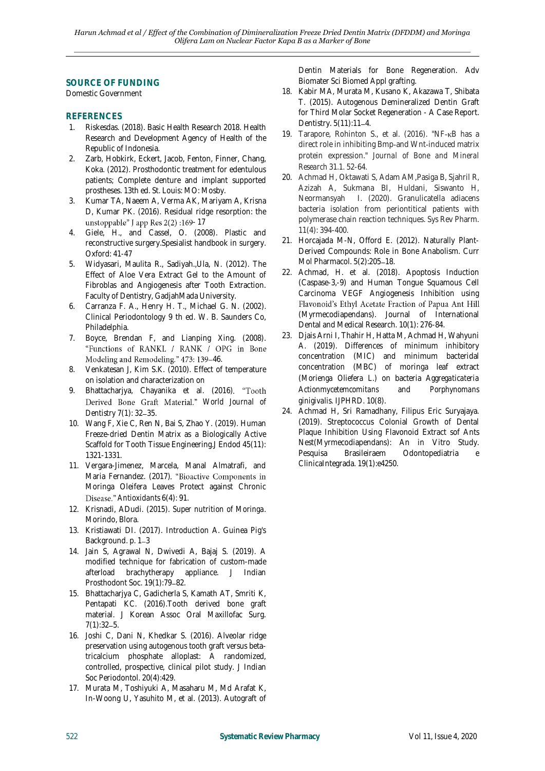## SOURCE OF FUNDING

Domestic Government

## REFERENCES

1. Riskesdas. (2018). Basic Health Research 2018. Health Research and Development Agency of Health of the Republic of Indonesia.
2. Zarb, Hobkirk, Eckert, Jacob, Fenton, Finner, Chang, Koka. (2012). Prosthodontic treatment for edentulous patients; Complete denture and implant supported prostheses. 13th ed. St. Louis: MO: Mosby.
3. Kumar TA, Naeem A, Verma AK, Mariyam A, Krisna D, Kumar PK. (2016). Residual ridge resorption: the unstoppable" J app Res 2(2) :169- 17
4. Giele, H., and Cassel, O. (2008). Plastic and reconstructive surgery.Spesialist handbook in surgery. Oxford: 41-47
5. Widyasari, Maulita R., Sadiyah.,Ula, N. (2012). The Effect of Aloe Vera Extract Gel to the Amount of Fibroblas and Angiogenesis after Tooth Extraction. Faculty of Dentistry, GadjahMada University.
6. Carranza F. A., Henry H. T., Michael G. N. (2002). Clinical Periodontology 9 th ed. W. B. Saunders Co, Philadelphia.
7. Boyce, Brendan F, and Lianping Xing. (2008). "Functions of RANKL / RANK / OPG in Bone Modeling and Remodeling." 473: 139–46.
8. Venkatesan J, Kim S.K. (2010). Effect of temperature on isolation and characterization on
9. Bhattacharjya, Chayanika et al. (2016). "Tooth Derived Bone Graft Material." *World Journal of Dentistry* 7(1): 32–35.
10. Wang F, Xie C, Ren N, Bai S, Zhao Y. (2019). Human Freeze-dried Dentin Matrix as a Biologically Active Scaffold for Tooth Tissue Engineering.J Endod 45(11): 1321-1331.
11. Vergara-Jimenez, Marcela, Manal Almatrafi, and Maria Fernandez. (2017). "Bioactive Components in Moringa Oleifera Leaves Protect against Chronic Disease." *Antioxidants* 6(4): 91.
12. Krisnadi, ADudi. (2015). *Super nutrition of Moringa*. Morindo, Blora.
13. Kristiawati DI. (2017). Introduction A. Guinea Pig's Background. p. 1–3
14. Jain S, Agrawal N, Dwivedi A, Bajaj S. (2019). A modified technique for fabrication of custom-made afterload brachytherapy appliance. J Indian Prosthodont Soc. 19(1):79–82.
15. Bhattacharjya C, Gadicherla S, Kamath AT, Smriti K, Pentapati KC. (2016).Tooth derived bone graft material. J Korean Assoc Oral Maxillofac Surg. 7(1):32–5.
16. Joshi C, Dani N, Khedkar S. (2016). Alveolar ridge preservation using autogenous tooth graft versus beta-tricalcium phosphate alloplast: A randomized, controlled, prospective, clinical pilot study. J Indian Soc Periodontol. 20(4):429.
17. Murata M, Toshiyuki A, Masaharu M, Md Arafat K, In-Woong U, Yasuhito M, et al. (2013). Autograft of Dentin Materials for Bone Regeneration. Adv Biomater Sci Biomed Appl grafting.
18. Kabir MA, Murata M, Kusano K, Akazawa T, Shibata T. (2015). Autogenous Demineralized Dentin Graft for Third Molar Socket Regeneration - A Case Report. Dentistry. 5(11):11–4.
19. Tarapore, Rohinton S., et al. (2016). "NF-κB has a direct role in inhibiting Bmp-and Wnt-induced matrix protein expression." *Journal of Bone and Mineral Research* 31.1. 52-64.
20. Achmad H, Oktawati S, Adam AM,Pasiga B, Sjahril R, Azizah A, Sukmana BI, Huldani, Siswanto H, Neormansyah I. (2020). Granulicatella adiacens bacteria isolation from periontitical patients with polymerase chain reaction techniques. Sys Rev Pharm. 11(4): 394-400.
21. Horcajada M-N, Offord E. (2012). Naturally Plant-Derived Compounds: Role in Bone Anabolism. Curr Mol Pharmacol. 5(2):205–18.
22. Achmad, H. et al. (2018). Apoptosis Induction (Caspase-3,-9) and Human Tongue Squamous Cell Carcinoma VEGF Angiogenesis Inhibition using Flavonoid's Ethyl Acetate Fraction of Papua Ant Hill (Myrmecodiapendans). Journal of International Dental and Medical Research. 10(1): 276-84.
23. Djais Arni I, Thahir H, Hatta M, Achmad H, Wahyuni A. (2019). Differences of minimum inhibitory concentration (MIC) and minimum bacteridal concentration (MBC) of moringa leaf extract (*Morienga Oliefera L.*) on bacteria *Aggregaticateria Actionmycetemcomitans* and *Porphynomans ginigivalis*. IJPHRD. 10(8).
24. Achmad H, Sri Ramadhany, Filipus Eric Suryajaya. (2019). Streptococcus Colonial Growth of Dental Plaque Inhibition Using Flavonoid Extract sof Ants Nest(Myrmecodiapendans): An in Vitro Study. Pesquisa Brasileiraem Odontopediatria e ClinicaIntegrada. 19(1):e4250.